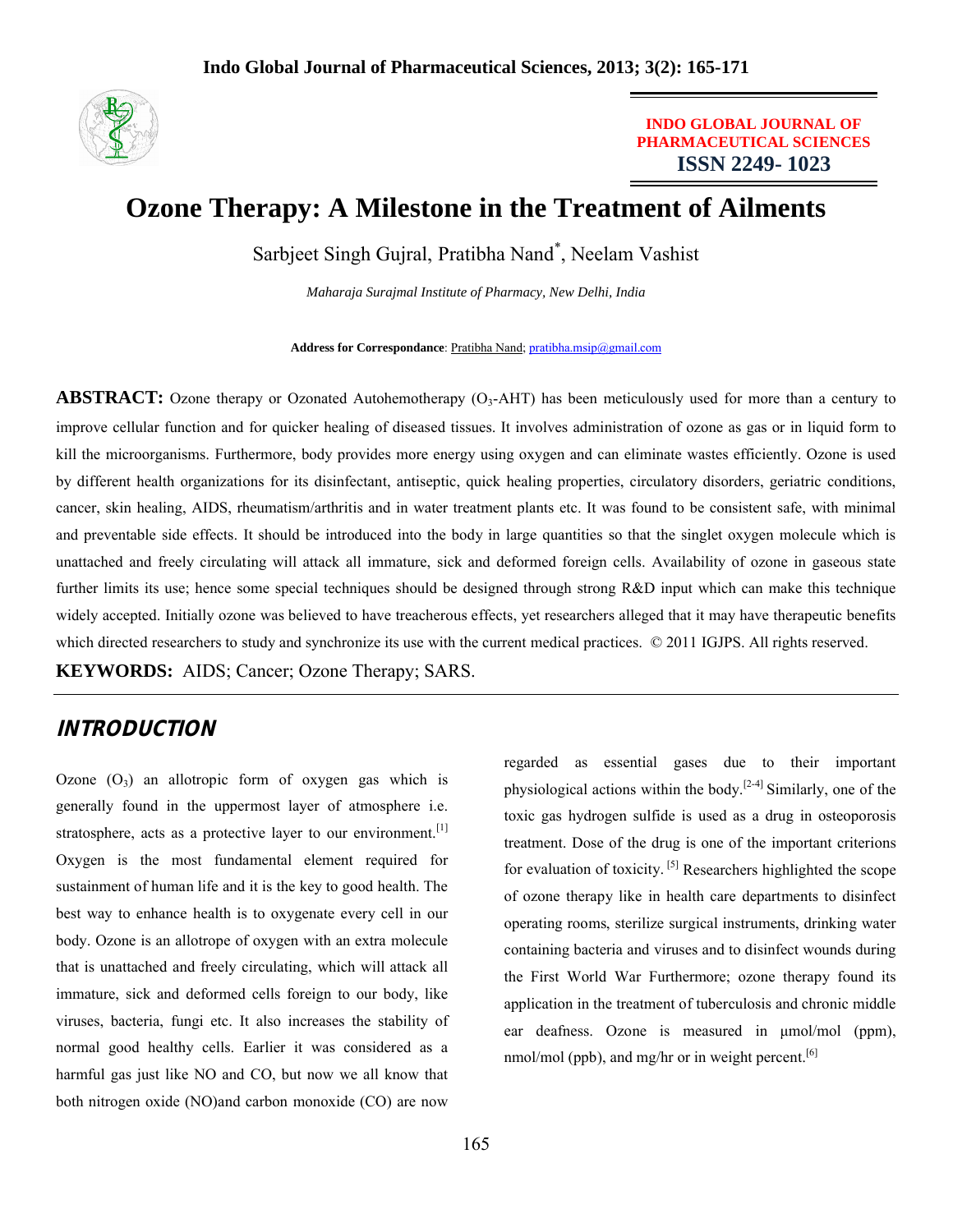INDO GLOBAL JOURNAL OF PHARMACEUTICAL SCIENCES
**ISSN 2249- 1023**

# Ozone Therapy: A Milestone in the Treatment of Ailments

Sarbjeet Singh Gujral, Pratibha Nand*, Neelam Vashist

*Maharaja Surajmal Institute of Pharmacy, New Delhi, India*

**Address for Correspondance**: Pratibha Nand; pratibha.msip@gmail.com

**ABSTRACT:** Ozone therapy or Ozonated Autohemotherapy ($O_3$-AHT) has been meticulously used for more than a century to improve cellular function and for quicker healing of diseased tissues. It involves administration of ozone as gas or in liquid form to kill the microorganisms. Furthermore, body provides more energy using oxygen and can eliminate wastes efficiently. Ozone is used by different health organizations for its disinfectant, antiseptic, quick healing properties, circulatory disorders, geriatric conditions, cancer, skin healing, AIDS, rheumatism/arthritis and in water treatment plants etc. It was found to be consistent safe, with minimal and preventable side effects. It should be introduced into the body in large quantities so that the singlet oxygen molecule which is unattached and freely circulating will attack all immature, sick and deformed foreign cells. Availability of ozone in gaseous state further limits its use; hence some special techniques should be designed through strong R&D input which can make this technique widely accepted. Initially ozone was believed to have treacherous effects, yet researchers alleged that it may have therapeutic benefits which directed researchers to study and synchronize its use with the current medical practices. © 2011 IGJPS. All rights reserved.

**KEYWORDS:** AIDS; Cancer; Ozone Therapy; SARS.

## INTRODUCTION

Ozone ($O_3$) an allotropic form of oxygen gas which is generally found in the uppermost layer of atmosphere i.e. stratosphere, acts as a protective layer to our environment.[1] Oxygen is the most fundamental element required for sustainment of human life and it is the key to good health. The best way to enhance health is to oxygenate every cell in our body. Ozone is an allotrope of oxygen with an extra molecule that is unattached and freely circulating, which will attack all immature, sick and deformed cells foreign to our body, like viruses, bacteria, fungi etc. It also increases the stability of normal good healthy cells. Earlier it was considered as a harmful gas just like NO and CO, but now we all know that both nitrogen oxide (NO)and carbon monoxide (CO) are now regarded as essential gases due to their important physiological actions within the body.[2-4] Similarly, one of the toxic gas hydrogen sulfide is used as a drug in osteoporosis treatment. Dose of the drug is one of the important criterions for evaluation of toxicity. [5] Researchers highlighted the scope of ozone therapy like in health care departments to disinfect operating rooms, sterilize surgical instruments, drinking water containing bacteria and viruses and to disinfect wounds during the First World War Furthermore; ozone therapy found its application in the treatment of tuberculosis and chronic middle ear deafness. Ozone is measured in μmol/mol (ppm), nmol/mol (ppb), and mg/hr or in weight percent.[6]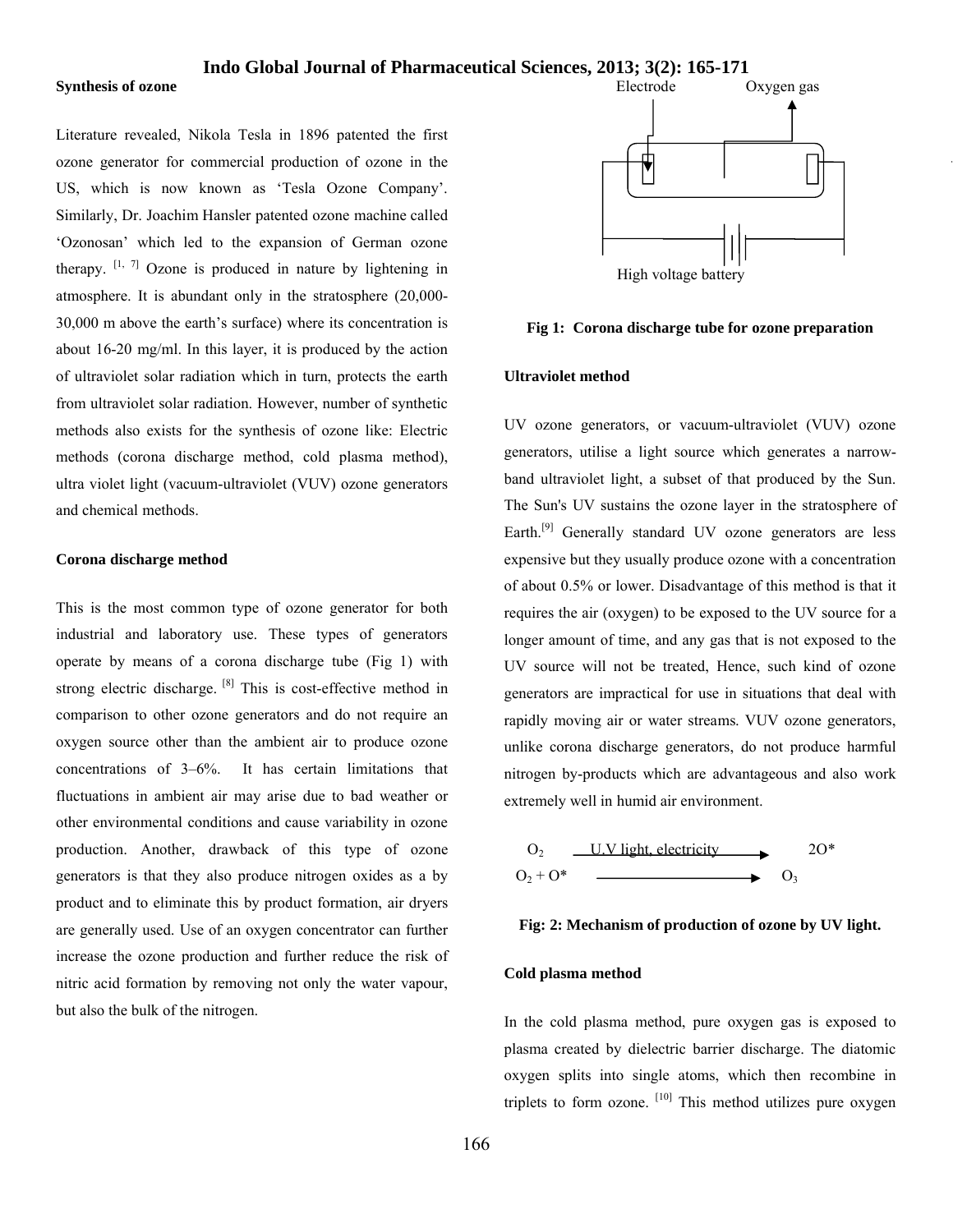### Synthesis of ozone

Literature revealed, Nikola Tesla in 1896 patented the first ozone generator for commercial production of ozone in the US, which is now known as 'Tesla Ozone Company'. Similarly, Dr. Joachim Hansler patented ozone machine called 'Ozonosan' which led to the expansion of German ozone therapy. [1, 7] Ozone is produced in nature by lightening in atmosphere. It is abundant only in the stratosphere (20,000-30,000 m above the earth's surface) where its concentration is about 16-20 mg/ml. In this layer, it is produced by the action of ultraviolet solar radiation which in turn, protects the earth from ultraviolet solar radiation. However, number of synthetic methods also exists for the synthesis of ozone like: Electric methods (corona discharge method, cold plasma method), ultra violet light (vacuum-ultraviolet (VUV) ozone generators and chemical methods.

### Corona discharge method

This is the most common type of ozone generator for both industrial and laboratory use. These types of generators operate by means of a corona discharge tube (Fig 1) with strong electric discharge. [8] This is cost-effective method in comparison to other ozone generators and do not require an oxygen source other than the ambient air to produce ozone concentrations of 3–6%. It has certain limitations that fluctuations in ambient air may arise due to bad weather or other environmental conditions and cause variability in ozone production. Another, drawback of this type of ozone generators is that they also produce nitrogen oxides as a by product and to eliminate this by product formation, air dryers are generally used. Use of an oxygen concentrator can further increase the ozone production and further reduce the risk of nitric acid formation by removing not only the water vapour, but also the bulk of the nitrogen.

Electrode    Oxygen gas

High voltage battery

**Fig 1: Corona discharge tube for ozone preparation**

### Ultraviolet method

UV ozone generators, or vacuum-ultraviolet (VUV) ozone generators, utilise a light source which generates a narrow-band ultraviolet light, a subset of that produced by the Sun. The Sun's UV sustains the ozone layer in the stratosphere of Earth.[9] Generally standard UV ozone generators are less expensive but they usually produce ozone with a concentration of about 0.5% or lower. Disadvantage of this method is that it requires the air (oxygen) to be exposed to the UV source for a longer amount of time, and any gas that is not exposed to the UV source will not be treated, Hence, such kind of ozone generators are impractical for use in situations that deal with rapidly moving air or water streams. VUV ozone generators, unlike corona discharge generators, do not produce harmful nitrogen by-products which are advantageous and also work extremely well in humid air environment.

$$O_2 \xrightarrow{\text{U.V light, electricity}} 2O^*$$

$$O_2 + O^* \longrightarrow O_3$$

**Fig: 2: Mechanism of production of ozone by UV light.**

### Cold plasma method

In the cold plasma method, pure oxygen gas is exposed to plasma created by dielectric barrier discharge. The diatomic oxygen splits into single atoms, which then recombine in triplets to form ozone. [10] This method utilizes pure oxygen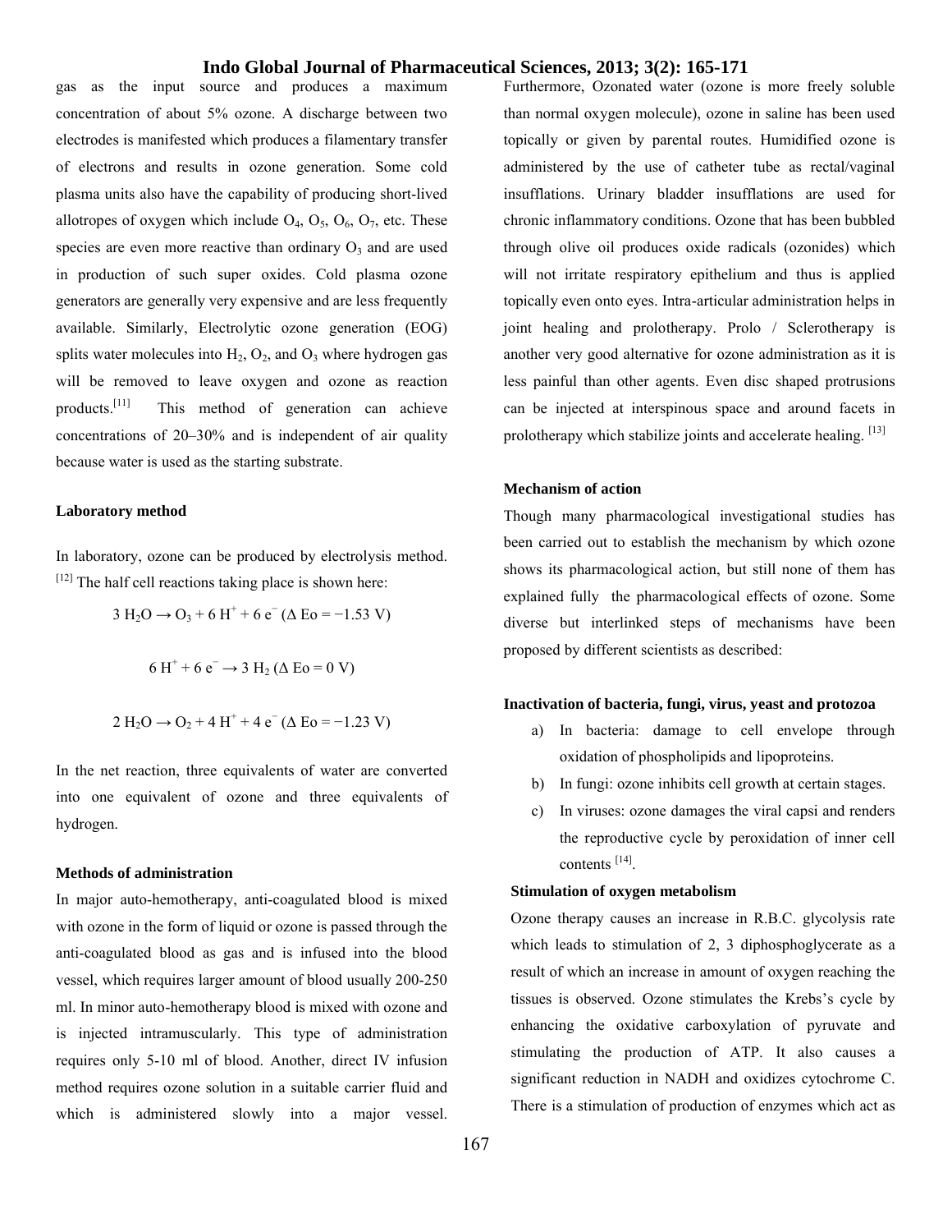gas as the input source and produces a maximum concentration of about 5% ozone. A discharge between two electrodes is manifested which produces a filamentary transfer of electrons and results in ozone generation. Some cold plasma units also have the capability of producing short-lived allotropes of oxygen which include $O_4$, $O_5$, $O_6$, $O_7$, etc. These species are even more reactive than ordinary $O_3$ and are used in production of such super oxides. Cold plasma ozone generators are generally very expensive and are less frequently available. Similarly, Electrolytic ozone generation (EOG) splits water molecules into $H_2$, $O_2$, and $O_3$ where hydrogen gas will be removed to leave oxygen and ozone as reaction products.[11] This method of generation can achieve concentrations of 20–30% and is independent of air quality because water is used as the starting substrate.

**Laboratory method**

In laboratory, ozone can be produced by electrolysis method. [12] The half cell reactions taking place is shown here:

$$3\,H_2O \rightarrow O_3 + 6\,H^+ + 6\,e^- \; (\Delta\,Eo = -1.53\text{ V})$$

$$6\,H^+ + 6\,e^- \rightarrow 3\,H_2 \; (\Delta\,Eo = 0\text{ V})$$

$$2\,H_2O \rightarrow O_2 + 4\,H^+ + 4\,e^- \; (\Delta\,Eo = -1.23\text{ V})$$

In the net reaction, three equivalents of water are converted into one equivalent of ozone and three equivalents of hydrogen.

**Methods of administration**

In major auto-hemotherapy, anti-coagulated blood is mixed with ozone in the form of liquid or ozone is passed through the anti-coagulated blood as gas and is infused into the blood vessel, which requires larger amount of blood usually 200-250 ml. In minor auto-hemotherapy blood is mixed with ozone and is injected intramuscularly. This type of administration requires only 5-10 ml of blood. Another, direct IV infusion method requires ozone solution in a suitable carrier fluid and which is administered slowly into a major vessel. Furthermore, Ozonated water (ozone is more freely soluble than normal oxygen molecule), ozone in saline has been used topically or given by parental routes. Humidified ozone is administered by the use of catheter tube as rectal/vaginal insufflations. Urinary bladder insufflations are used for chronic inflammatory conditions. Ozone that has been bubbled through olive oil produces oxide radicals (ozonides) which will not irritate respiratory epithelium and thus is applied topically even onto eyes. Intra-articular administration helps in joint healing and prolotherapy. Prolo / Sclerotherapy is another very good alternative for ozone administration as it is less painful than other agents. Even disc shaped protrusions can be injected at interspinous space and around facets in prolotherapy which stabilize joints and accelerate healing. [13]

**Mechanism of action**

Though many pharmacological investigational studies has been carried out to establish the mechanism by which ozone shows its pharmacological action, but still none of them has explained fully the pharmacological effects of ozone. Some diverse but interlinked steps of mechanisms have been proposed by different scientists as described:

**Inactivation of bacteria, fungi, virus, yeast and protozoa**

a) In bacteria: damage to cell envelope through oxidation of phospholipids and lipoproteins.
b) In fungi: ozone inhibits cell growth at certain stages.
c) In viruses: ozone damages the viral capsi and renders the reproductive cycle by peroxidation of inner cell contents [14].

**Stimulation of oxygen metabolism**

Ozone therapy causes an increase in R.B.C. glycolysis rate which leads to stimulation of 2, 3 diphosphoglycerate as a result of which an increase in amount of oxygen reaching the tissues is observed. Ozone stimulates the Krebs's cycle by enhancing the oxidative carboxylation of pyruvate and stimulating the production of ATP. It also causes a significant reduction in NADH and oxidizes cytochrome C. There is a stimulation of production of enzymes which act as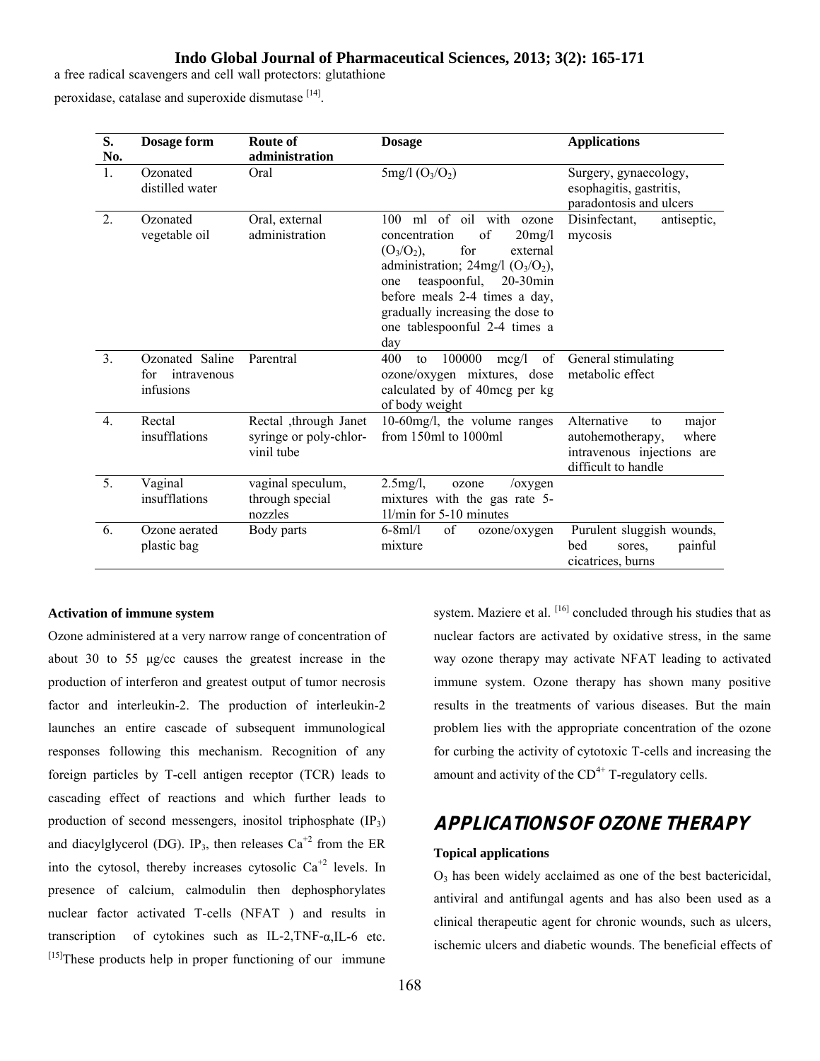a free radical scavengers and cell wall protectors: glutathione peroxidase, catalase and superoxide dismutase [14].

| S. No. | Dosage form | Route of administration | Dosage | Applications |
|---|---|---|---|---|
| 1. | Ozonated distilled water | Oral | 5mg/l ($O_3/O_2$) | Surgery, gynaecology, esophagitis, gastritis, paradontosis and ulcers |
| 2. | Ozonated vegetable oil | Oral, external administration | 100 ml of oil with ozone concentration of 20mg/l ($O_3/O_2$), for external administration; 24mg/l ($O_3/O_2$), one teaspoonful, 20-30min before meals 2-4 times a day, gradually increasing the dose to one tablespoonful 2-4 times a day | Disinfectant, antiseptic, mycosis |
| 3. | Ozonated Saline for intravenous infusions | Parentral | 400 to 100000 mcg/l of ozone/oxygen mixtures, dose calculated by of 40mcg per kg of body weight | General stimulating metabolic effect |
| 4. | Rectal insufflations | Rectal ,through Janet syringe or poly-chlor-vinil tube | 10-60mg/l, the volume ranges from 150ml to 1000ml | Alternative to major autohemotherapy, where intravenous injections are difficult to handle |
| 5. | Vaginal insufflations | vaginal speculum, through special nozzles | 2.5mg/l, ozone /oxygen mixtures with the gas rate 5-1l/min for 5-10 minutes | |
| 6. | Ozone aerated plastic bag | Body parts | 6-8ml/l of ozone/oxygen mixture | Purulent sluggish wounds, bed sores, painful cicatrices, burns |

**Activation of immune system**

Ozone administered at a very narrow range of concentration of about 30 to 55 μg/cc causes the greatest increase in the production of interferon and greatest output of tumor necrosis factor and interleukin-2. The production of interleukin-2 launches an entire cascade of subsequent immunological responses following this mechanism. Recognition of any foreign particles by T-cell antigen receptor (TCR) leads to cascading effect of reactions and which further leads to production of second messengers, inositol triphosphate ($IP_3$) and diacylglycerol (DG). $IP_3$, then releases $Ca^{+2}$ from the ER into the cytosol, thereby increases cytosolic $Ca^{+2}$ levels. In presence of calcium, calmodulin then dephosphorylates nuclear factor activated T-cells (NFAT ) and results in transcription of cytokines such as IL-2,TNF-α,IL-6 etc. [15]These products help in proper functioning of our immune system. Maziere et al. [16] concluded through his studies that as nuclear factors are activated by oxidative stress, in the same way ozone therapy may activate NFAT leading to activated immune system. Ozone therapy has shown many positive results in the treatments of various diseases. But the main problem lies with the appropriate concentration of the ozone for curbing the activity of cytotoxic T-cells and increasing the amount and activity of the $CD^{4+}$ T-regulatory cells.

## APPLICATIONS OF OZONE THERAPY

**Topical applications**

$O_3$ has been widely acclaimed as one of the best bactericidal, antiviral and antifungal agents and has also been used as a clinical therapeutic agent for chronic wounds, such as ulcers, ischemic ulcers and diabetic wounds. The beneficial effects of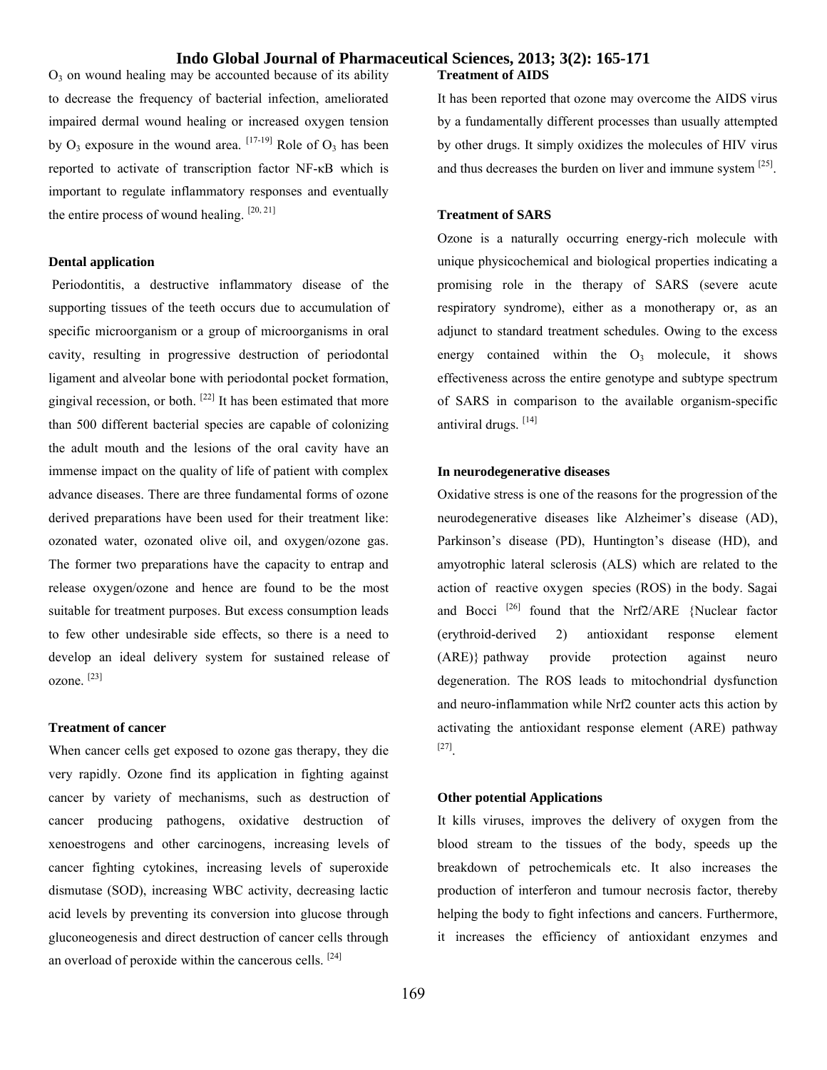$O_3$ on wound healing may be accounted because of its ability to decrease the frequency of bacterial infection, ameliorated impaired dermal wound healing or increased oxygen tension by $O_3$ exposure in the wound area. [17-19] Role of $O_3$ has been reported to activate of transcription factor NF-κB which is important to regulate inflammatory responses and eventually the entire process of wound healing. [20, 21]

### Dental application

Periodontitis, a destructive inflammatory disease of the supporting tissues of the teeth occurs due to accumulation of specific microorganism or a group of microorganisms in oral cavity, resulting in progressive destruction of periodontal ligament and alveolar bone with periodontal pocket formation, gingival recession, or both. [22] It has been estimated that more than 500 different bacterial species are capable of colonizing the adult mouth and the lesions of the oral cavity have an immense impact on the quality of life of patient with complex advance diseases. There are three fundamental forms of ozone derived preparations have been used for their treatment like: ozonated water, ozonated olive oil, and oxygen/ozone gas. The former two preparations have the capacity to entrap and release oxygen/ozone and hence are found to be the most suitable for treatment purposes. But excess consumption leads to few other undesirable side effects, so there is a need to develop an ideal delivery system for sustained release of ozone. [23]

### Treatment of cancer

When cancer cells get exposed to ozone gas therapy, they die very rapidly. Ozone find its application in fighting against cancer by variety of mechanisms, such as destruction of cancer producing pathogens, oxidative destruction of xenoestrogens and other carcinogens, increasing levels of cancer fighting cytokines, increasing levels of superoxide dismutase (SOD), increasing WBC activity, decreasing lactic acid levels by preventing its conversion into glucose through gluconeogenesis and direct destruction of cancer cells through an overload of peroxide within the cancerous cells. [24]

### Treatment of AIDS

It has been reported that ozone may overcome the AIDS virus by a fundamentally different processes than usually attempted by other drugs. It simply oxidizes the molecules of HIV virus and thus decreases the burden on liver and immune system [25].

### Treatment of SARS

Ozone is a naturally occurring energy-rich molecule with unique physicochemical and biological properties indicating a promising role in the therapy of SARS (severe acute respiratory syndrome), either as a monotherapy or, as an adjunct to standard treatment schedules. Owing to the excess energy contained within the $O_3$ molecule, it shows effectiveness across the entire genotype and subtype spectrum of SARS in comparison to the available organism-specific antiviral drugs. [14]

### In neurodegenerative diseases

Oxidative stress is one of the reasons for the progression of the neurodegenerative diseases like Alzheimer's disease (AD), Parkinson's disease (PD), Huntington's disease (HD), and amyotrophic lateral sclerosis (ALS) which are related to the action of reactive oxygen species (ROS) in the body. Sagai and Bocci [26] found that the Nrf2/ARE {Nuclear factor (erythroid-derived 2) antioxidant response element (ARE)} pathway provide protection against neuro degeneration. The ROS leads to mitochondrial dysfunction and neuro-inflammation while Nrf2 counter acts this action by activating the antioxidant response element (ARE) pathway [27].

### Other potential Applications

It kills viruses, improves the delivery of oxygen from the blood stream to the tissues of the body, speeds up the breakdown of petrochemicals etc. It also increases the production of interferon and tumour necrosis factor, thereby helping the body to fight infections and cancers. Furthermore, it increases the efficiency of antioxidant enzymes and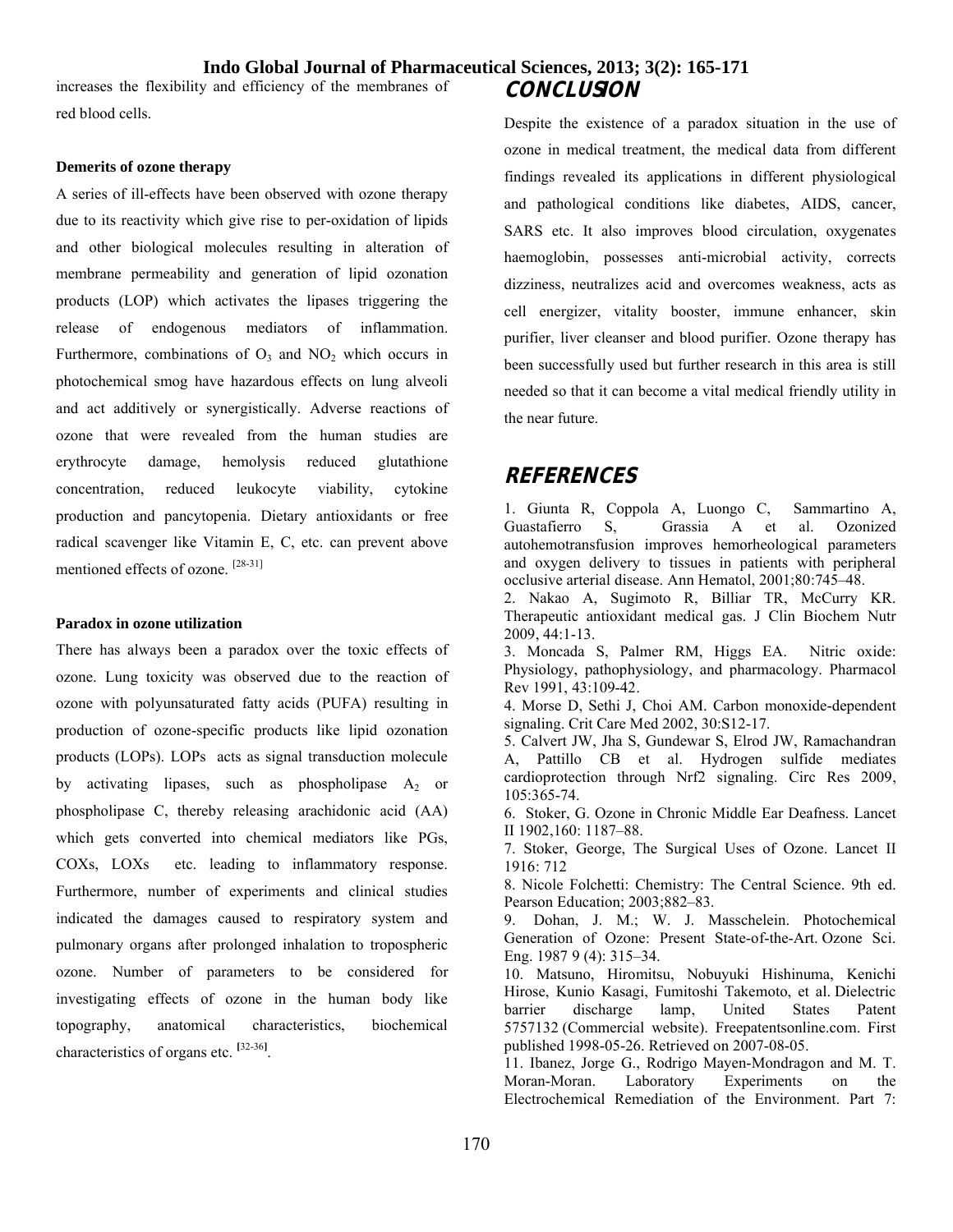increases the flexibility and efficiency of the membranes of red blood cells.

### Demerits of ozone therapy

A series of ill-effects have been observed with ozone therapy due to its reactivity which give rise to per-oxidation of lipids and other biological molecules resulting in alteration of membrane permeability and generation of lipid ozonation products (LOP) which activates the lipases triggering the release of endogenous mediators of inflammation. Furthermore, combinations of $O_3$ and $NO_2$ which occurs in photochemical smog have hazardous effects on lung alveoli and act additively or synergistically. Adverse reactions of ozone that were revealed from the human studies are erythrocyte damage, hemolysis reduced glutathione concentration, reduced leukocyte viability, cytokine production and pancytopenia. Dietary antioxidants or free radical scavenger like Vitamin E, C, etc. can prevent above mentioned effects of ozone. [28-31]

### Paradox in ozone utilization

There has always been a paradox over the toxic effects of ozone. Lung toxicity was observed due to the reaction of ozone with polyunsaturated fatty acids (PUFA) resulting in production of ozone-specific products like lipid ozonation products (LOPs). LOPs acts as signal transduction molecule by activating lipases, such as phospholipase $A_2$ or phospholipase C, thereby releasing arachidonic acid (AA) which gets converted into chemical mediators like PGs, COXs, LOXs etc. leading to inflammatory response. Furthermore, number of experiments and clinical studies indicated the damages caused to respiratory system and pulmonary organs after prolonged inhalation to tropospheric ozone. Number of parameters to be considered for investigating effects of ozone in the human body like topography, anatomical characteristics, biochemical characteristics of organs etc. [32-36].

## CONCLUSION

Despite the existence of a paradox situation in the use of ozone in medical treatment, the medical data from different findings revealed its applications in different physiological and pathological conditions like diabetes, AIDS, cancer, SARS etc. It also improves blood circulation, oxygenates haemoglobin, possesses anti-microbial activity, corrects dizziness, neutralizes acid and overcomes weakness, acts as cell energizer, vitality booster, immune enhancer, skin purifier, liver cleanser and blood purifier. Ozone therapy has been successfully used but further research in this area is still needed so that it can become a vital medical friendly utility in the near future.

## REFERENCES

1. Giunta R, Coppola A, Luongo C, Sammartino A, Guastafierro S, Grassia A et al. Ozonized autohemotransfusion improves hemorheological parameters and oxygen delivery to tissues in patients with peripheral occlusive arterial disease. Ann Hematol, 2001;80:745–48.
2. Nakao A, Sugimoto R, Billiar TR, McCurry KR. Therapeutic antioxidant medical gas. J Clin Biochem Nutr 2009, 44:1-13.
3. Moncada S, Palmer RM, Higgs EA. Nitric oxide: Physiology, pathophysiology, and pharmacology. Pharmacol Rev 1991, 43:109-42.
4. Morse D, Sethi J, Choi AM. Carbon monoxide-dependent signaling. Crit Care Med 2002, 30:S12-17.
5. Calvert JW, Jha S, Gundewar S, Elrod JW, Ramachandran A, Pattillo CB et al. Hydrogen sulfide mediates cardioprotection through Nrf2 signaling. Circ Res 2009, 105:365-74.
6. Stoker, G. Ozone in Chronic Middle Ear Deafness. Lancet II 1902,160: 1187–88.
7. Stoker, George, The Surgical Uses of Ozone. Lancet II 1916: 712
8. Nicole Folchetti: Chemistry: The Central Science. 9th ed. Pearson Education; 2003;882–83.
9. Dohan, J. M.; W. J. Masschelein. Photochemical Generation of Ozone: Present State-of-the-Art. Ozone Sci. Eng. 1987 9 (4): 315–34.
10. Matsuno, Hiromitsu, Nobuyuki Hishinuma, Kenichi Hirose, Kunio Kasagi, Fumitoshi Takemoto, et al. Dielectric barrier discharge lamp, United States Patent 5757132 (Commercial website). Freepatentsonline.com. First published 1998-05-26. Retrieved on 2007-08-05.
11. Ibanez, Jorge G., Rodrigo Mayen-Mondragon and M. T. Moran-Moran. Laboratory Experiments on the Electrochemical Remediation of the Environment. Part 7: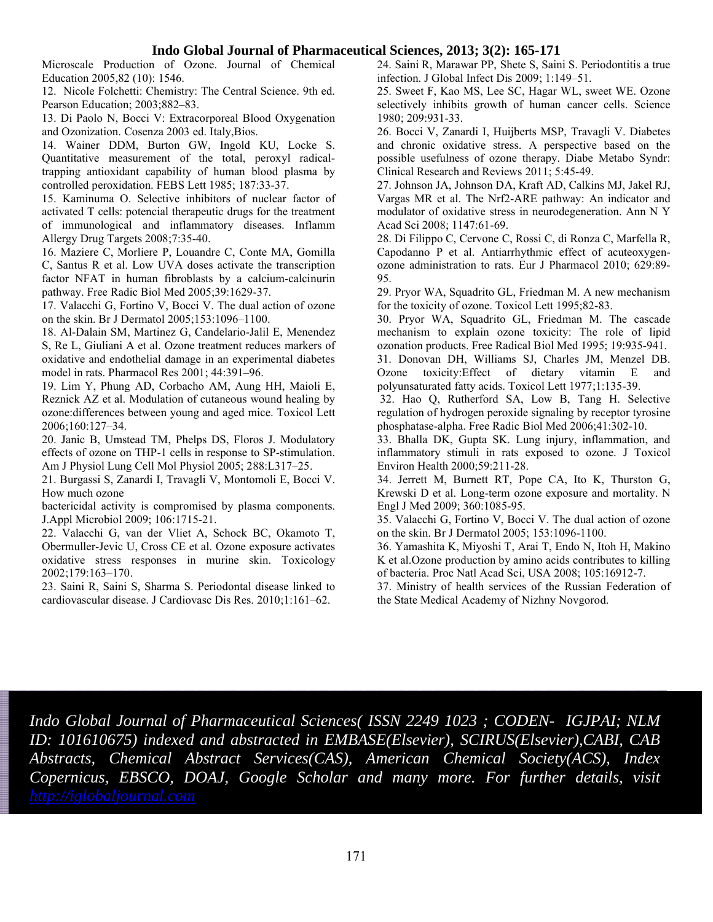Microscale Production of Ozone. Journal of Chemical Education 2005,82 (10): 1546.

12. Nicole Folchetti: Chemistry: The Central Science. 9th ed. Pearson Education; 2003;882–83.

13. Di Paolo N, Bocci V: Extracorporeal Blood Oxygenation and Ozonization. Cosenza 2003 ed. Italy,Bios.

14. Wainer DDM, Burton GW, Ingold KU, Locke S. Quantitative measurement of the total, peroxyl radical-trapping antioxidant capability of human blood plasma by controlled peroxidation. FEBS Lett 1985; 187:33-37.

15. Kaminuma O. Selective inhibitors of nuclear factor of activated T cells: potencial therapeutic drugs for the treatment of immunological and inflammatory diseases. Inflamm Allergy Drug Targets 2008;7:35-40.

16. Maziere C, Morliere P, Louandre C, Conte MA, Gomilla C, Santus R et al. Low UVA doses activate the transcription factor NFAT in human fibroblasts by a calcium-calcinurin pathway. Free Radic Biol Med 2005;39:1629-37.

17. Valacchi G, Fortino V, Bocci V. The dual action of ozone on the skin. Br J Dermatol 2005;153:1096–1100.

18. Al-Dalain SM, Martinez G, Candelario-Jalil E, Menendez S, Re L, Giuliani A et al. Ozone treatment reduces markers of oxidative and endothelial damage in an experimental diabetes model in rats. Pharmacol Res 2001; 44:391–96.

19. Lim Y, Phung AD, Corbacho AM, Aung HH, Maioli E, Reznick AZ et al. Modulation of cutaneous wound healing by ozone:differences between young and aged mice. Toxicol Lett 2006;160:127–34.

20. Janic B, Umstead TM, Phelps DS, Floros J. Modulatory effects of ozone on THP-1 cells in response to SP-stimulation. Am J Physiol Lung Cell Mol Physiol 2005; 288:L317–25.

21. Burgassi S, Zanardi I, Travagli V, Montomoli E, Bocci V. How much ozone bactericidal activity is compromised by plasma components. J.Appl Microbiol 2009; 106:1715-21.

22. Valacchi G, van der Vliet A, Schock BC, Okamoto T, Obermuller-Jevic U, Cross CE et al. Ozone exposure activates oxidative stress responses in murine skin. Toxicology 2002;179:163–170.

23. Saini R, Saini S, Sharma S. Periodontal disease linked to cardiovascular disease. J Cardiovasc Dis Res. 2010;1:161–62.

24. Saini R, Marawar PP, Shete S, Saini S. Periodontitis a true infection. J Global Infect Dis 2009; 1:149–51.

25. Sweet F, Kao MS, Lee SC, Hagar WL, sweet WE. Ozone selectively inhibits growth of human cancer cells. Science 1980; 209:931-33.

26. Bocci V, Zanardi I, Huijberts MSP, Travagli V. Diabetes and chronic oxidative stress. A perspective based on the possible usefulness of ozone therapy. Diabe Metabo Syndr: Clinical Research and Reviews 2011; 5:45-49.

27. Johnson JA, Johnson DA, Kraft AD, Calkins MJ, Jakel RJ, Vargas MR et al. The Nrf2-ARE pathway: An indicator and modulator of oxidative stress in neurodegeneration. Ann N Y Acad Sci 2008; 1147:61-69.

28. Di Filippo C, Cervone C, Rossi C, di Ronza C, Marfella R, Capodanno P et al. Antiarrhythmic effect of acuteoxygen-ozone administration to rats. Eur J Pharmacol 2010; 629:89-95.

29. Pryor WA, Squadrito GL, Friedman M. A new mechanism for the toxicity of ozone. Toxicol Lett 1995;82-83.

30. Pryor WA, Squadrito GL, Friedman M. The cascade mechanism to explain ozone toxicity: The role of lipid ozonation products. Free Radical Biol Med 1995; 19:935-941.

31. Donovan DH, Williams SJ, Charles JM, Menzel DB. Ozone toxicity:Effect of dietary vitamin E and polyunsaturated fatty acids. Toxicol Lett 1977;1:135-39.

32. Hao Q, Rutherford SA, Low B, Tang H. Selective regulation of hydrogen peroxide signaling by receptor tyrosine phosphatase-alpha. Free Radic Biol Med 2006;41:302-10.

33. Bhalla DK, Gupta SK. Lung injury, inflammation, and inflammatory stimuli in rats exposed to ozone. J Toxicol Environ Health 2000;59:211-28.

34. Jerrett M, Burnett RT, Pope CA, Ito K, Thurston G, Krewski D et al. Long-term ozone exposure and mortality. N Engl J Med 2009; 360:1085-95.

35. Valacchi G, Fortino V, Bocci V. The dual action of ozone on the skin. Br J Dermatol 2005; 153:1096-1100.

36. Yamashita K, Miyoshi T, Arai T, Endo N, Itoh H, Makino K et al.Ozone production by amino acids contributes to killing of bacteria. Proc Natl Acad Sci, USA 2008; 105:16912-7.

37. Ministry of health services of the Russian Federation of the State Medical Academy of Nizhny Novgorod.

*Indo Global Journal of Pharmaceutical Sciences( ISSN 2249 1023 ; CODEN- IGJPAI; NLM ID: 101610675) indexed and abstracted in EMBASE(Elsevier), SCIRUS(Elsevier),CABI, CAB Abstracts, Chemical Abstract Services(CAS), American Chemical Society(ACS), Index Copernicus, EBSCO, DOAJ, Google Scholar and many more. For further details, visit [http://iglobaljournal.com](http://iglobaljournal.com)*